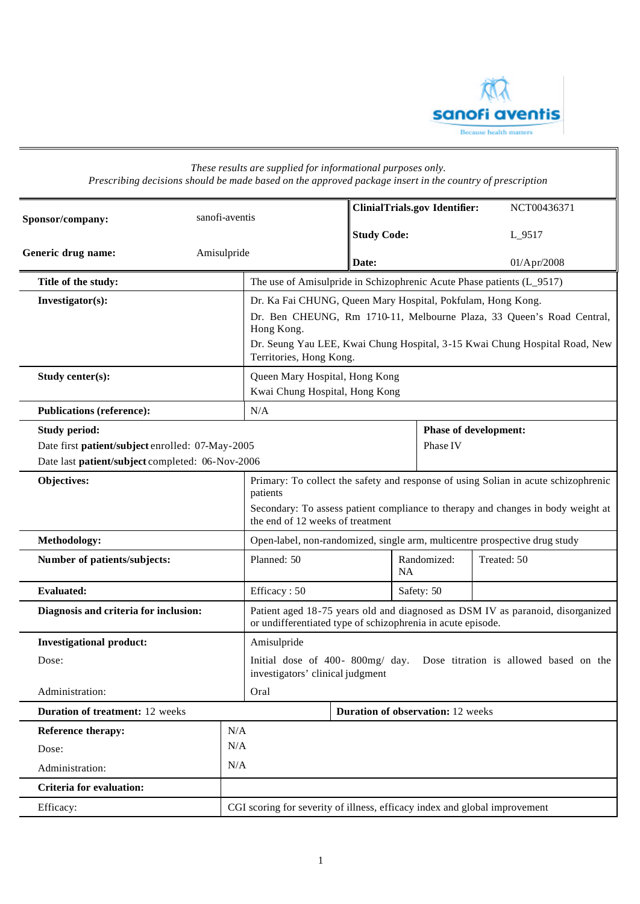sanofi aventis

Because health matters

*These results are supplied for informational purposes only.*
*Prescribing decisions should be made based on the approved package insert in the country of prescription*

| | | | |
|---|---|---|---|
| **Sponsor/company:** | sanofi-aventis | **ClinialTrials.gov Identifier:** | NCT00436371 |
| | | **Study Code:** | L_9517 |
| **Generic drug name:** | Amisulpride | **Date:** | 01/Apr/2008 |

| | |
|---|---|
| **Title of the study:** | The use of Amisulpride in Schizophrenic Acute Phase patients (L_9517) |
| **Investigator(s):** | Dr. Ka Fai CHUNG, Queen Mary Hospital, Pokfulam, Hong Kong.<br>Dr. Ben CHEUNG, Rm 1710-11, Melbourne Plaza, 33 Queen's Road Central, Hong Kong.<br>Dr. Seung Yau LEE, Kwai Chung Hospital, 3-15 Kwai Chung Hospital Road, New Territories, Hong Kong. |
| **Study center(s):** | Queen Mary Hospital, Hong Kong<br>Kwai Chung Hospital, Hong Kong |
| **Publications (reference):** | N/A |

| | |
|---|---|
| **Study period:**<br>Date first **patient/subject** enrolled: 07-May-2005<br>Date last **patient/subject** completed: 06-Nov-2006 | **Phase of development:**<br>Phase IV |

| | | | |
|---|---|---|---|
| **Objectives:** | Primary: To collect the safety and response of using Solian in acute schizophrenic patients<br>Secondary: To assess patient compliance to therapy and changes in body weight at the end of 12 weeks of treatment | | |
| **Methodology:** | Open-label, non-randomized, single arm, multicentre prospective drug study | | |
| **Number of patients/subjects:** | Planned: 50 | Randomized: NA | Treated: 50 |
| **Evaluated:** | Efficacy : 50 | Safety: 50 | |
| **Diagnosis and criteria for inclusion:** | Patient aged 18-75 years old and diagnosed as DSM IV as paranoid, disorganized or undifferentiated type of schizophrenia in acute episode. | | |
| **Investigational product:** | Amisulpride | | |
| Dose: | Initial dose of 400- 800mg/ day. Dose titration is allowed based on the investigators' clinical judgment | | |
| Administration: | Oral | | |

| | |
|---|---|
| **Duration of treatment:** 12 weeks | **Duration of observation:** 12 weeks |

| | |
|---|---|
| **Reference therapy:** | N/A |
| Dose: | N/A |
| Administration: | N/A |
| **Criteria for evaluation:** | |
| Efficacy: | CGI scoring for severity of illness, efficacy index and global improvement |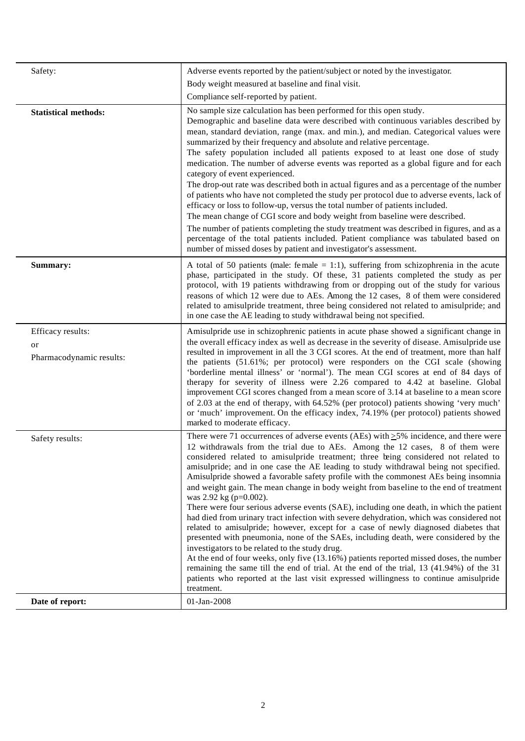| | |
|---|---|
| Safety: | Adverse events reported by the patient/subject or noted by the investigator.<br>Body weight measured at baseline and final visit.<br>Compliance self-reported by patient. |
| **Statistical methods:** | No sample size calculation has been performed for this open study.<br>Demographic and baseline data were described with continuous variables described by mean, standard deviation, range (max. and min.), and median. Categorical values were summarized by their frequency and absolute and relative percentage.<br>The safety population included all patients exposed to at least one dose of study medication. The number of adverse events was reported as a global figure and for each category of event experienced.<br>The drop-out rate was described both in actual figures and as a percentage of the number of patients who have not completed the study per protocol due to adverse events, lack of efficacy or loss to follow-up, versus the total number of patients included.<br>The mean change of CGI score and body weight from baseline were described.<br>The number of patients completing the study treatment was described in figures, and as a percentage of the total patients included. Patient compliance was tabulated based on number of missed doses by patient and investigator's assessment. |
| **Summary:** | A total of 50 patients (male: female = 1:1), suffering from schizophrenia in the acute phase, participated in the study. Of these, 31 patients completed the study as per protocol, with 19 patients withdrawing from or dropping out of the study for various reasons of which 12 were due to AEs. Among the 12 cases, 8 of them were considered related to amisulpride treatment, three being considered not related to amisulpride; and in one case the AE leading to study withdrawal being not specified. |
| Efficacy results:<br>or<br>Pharmacodynamic results: | Amisulpride use in schizophrenic patients in acute phase showed a significant change in the overall efficacy index as well as decrease in the severity of disease. Amisulpride use resulted in improvement in all the 3 CGI scores. At the end of treatment, more than half the patients (51.61%; per protocol) were responders on the CGI scale (showing 'borderline mental illness' or 'normal'). The mean CGI scores at end of 84 days of therapy for severity of illness were 2.26 compared to 4.42 at baseline. Global improvement CGI scores changed from a mean score of 3.14 at baseline to a mean score of 2.03 at the end of therapy, with 64.52% (per protocol) patients showing 'very much' or 'much' improvement. On the efficacy index, 74.19% (per protocol) patients showed marked to moderate efficacy. |
| Safety results: | There were 71 occurrences of adverse events (AEs) with $\geq$5% incidence, and there were 12 withdrawals from the trial due to AEs. Among the 12 cases, 8 of them were considered related to amisulpride treatment; three being considered not related to amisulpride; and in one case the AE leading to study withdrawal being not specified. Amisulpride showed a favorable safety profile with the commonest AEs being insomnia and weight gain. The mean change in body weight from baseline to the end of treatment was 2.92 kg ($p=0.002$).<br>There were four serious adverse events (SAE), including one death, in which the patient had died from urinary tract infection with severe dehydration, which was considered not related to amisulpride; however, except for a case of newly diagnosed diabetes that presented with pneumonia, none of the SAEs, including death, were considered by the investigators to be related to the study drug.<br>At the end of four weeks, only five (13.16%) patients reported missed doses, the number remaining the same till the end of trial. At the end of the trial, 13 (41.94%) of the 31 patients who reported at the last visit expressed willingness to continue amisulpride treatment. |
| **Date of report:** | 01-Jan-2008 |